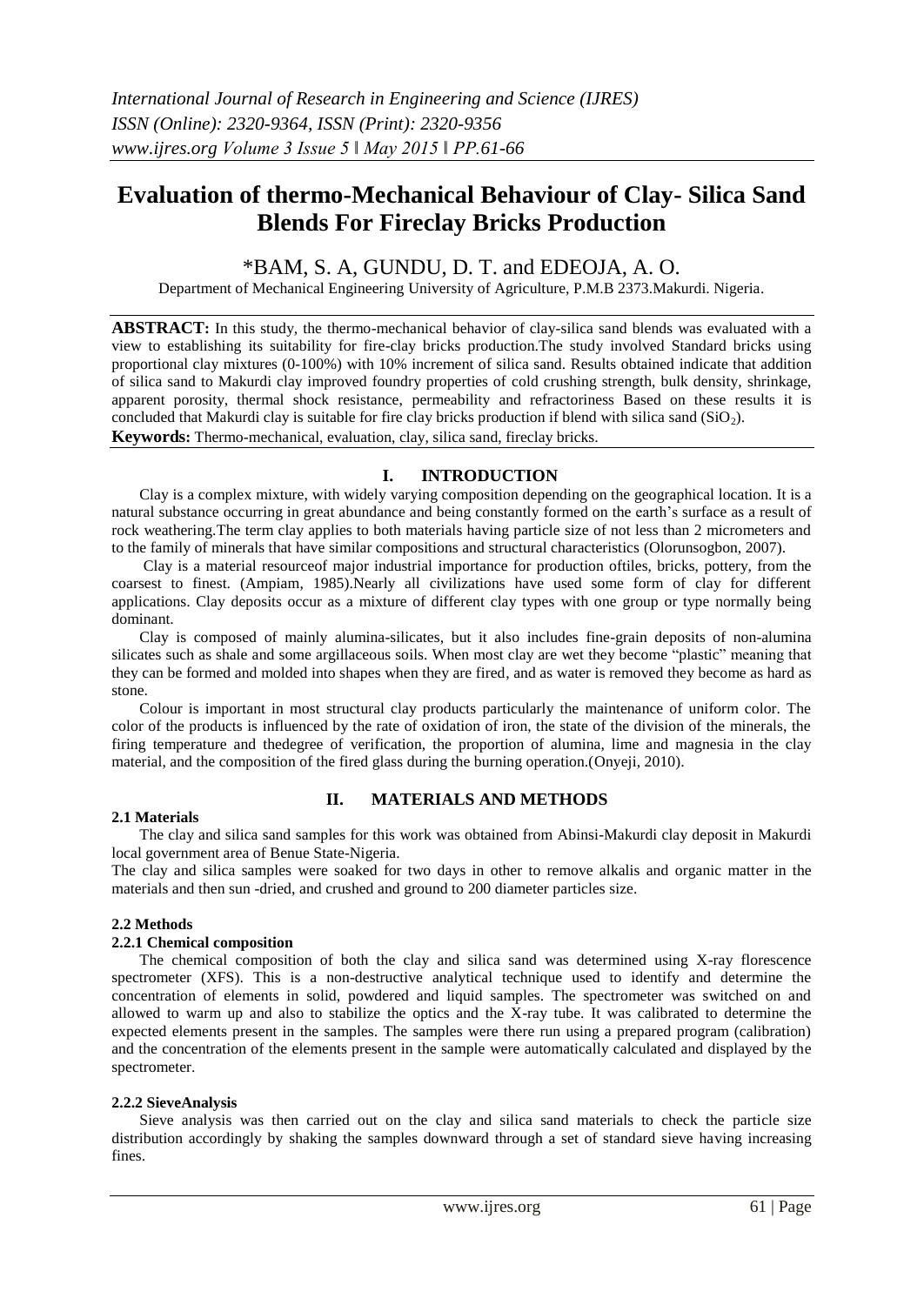# Evaluation of thermo-Mechanical Behaviour of Clay- Silica Sand Blends For Fireclay Bricks Production

*BAM, S. A, GUNDU, D. T. and EDEOJA, A. O.

Department of Mechanical Engineering University of Agriculture, P.M.B 2373.Makurdi. Nigeria.

**ABSTRACT:** In this study, the thermo-mechanical behavior of clay-silica sand blends was evaluated with a view to establishing its suitability for fire-clay bricks production.The study involved Standard bricks using proportional clay mixtures (0-100%) with 10% increment of silica sand. Results obtained indicate that addition of silica sand to Makurdi clay improved foundry properties of cold crushing strength, bulk density, shrinkage, apparent porosity, thermal shock resistance, permeability and refractoriness Based on these results it is concluded that Makurdi clay is suitable for fire clay bricks production if blend with silica sand ($SiO_2$).

**Keywords:** Thermo-mechanical, evaluation, clay, silica sand, fireclay bricks.

## I. INTRODUCTION

Clay is a complex mixture, with widely varying composition depending on the geographical location. It is a natural substance occurring in great abundance and being constantly formed on the earth's surface as a result of rock weathering.The term clay applies to both materials having particle size of not less than 2 micrometers and to the family of minerals that have similar compositions and structural characteristics (Olorunsogbon, 2007).

Clay is a material resourceof major industrial importance for production oftiles, bricks, pottery, from the coarsest to finest. (Ampiam, 1985).Nearly all civilizations have used some form of clay for different applications. Clay deposits occur as a mixture of different clay types with one group or type normally being dominant.

Clay is composed of mainly alumina-silicates, but it also includes fine-grain deposits of non-alumina silicates such as shale and some argillaceous soils. When most clay are wet they become "plastic" meaning that they can be formed and molded into shapes when they are fired, and as water is removed they become as hard as stone.

Colour is important in most structural clay products particularly the maintenance of uniform color. The color of the products is influenced by the rate of oxidation of iron, the state of the division of the minerals, the firing temperature and thedegree of verification, the proportion of alumina, lime and magnesia in the clay material, and the composition of the fired glass during the burning operation.(Onyeji, 2010).

## II. MATERIALS AND METHODS

### 2.1 Materials

The clay and silica sand samples for this work was obtained from Abinsi-Makurdi clay deposit in Makurdi local government area of Benue State-Nigeria.

The clay and silica samples were soaked for two days in other to remove alkalis and organic matter in the materials and then sun -dried, and crushed and ground to 200 diameter particles size.

### 2.2 Methods

#### 2.2.1 Chemical composition

The chemical composition of both the clay and silica sand was determined using X-ray florescence spectrometer (XFS). This is a non-destructive analytical technique used to identify and determine the concentration of elements in solid, powdered and liquid samples. The spectrometer was switched on and allowed to warm up and also to stabilize the optics and the X-ray tube. It was calibrated to determine the expected elements present in the samples. The samples were there run using a prepared program (calibration) and the concentration of the elements present in the sample were automatically calculated and displayed by the spectrometer.

#### 2.2.2 SieveAnalysis

Sieve analysis was then carried out on the clay and silica sand materials to check the particle size distribution accordingly by shaking the samples downward through a set of standard sieve having increasing fines.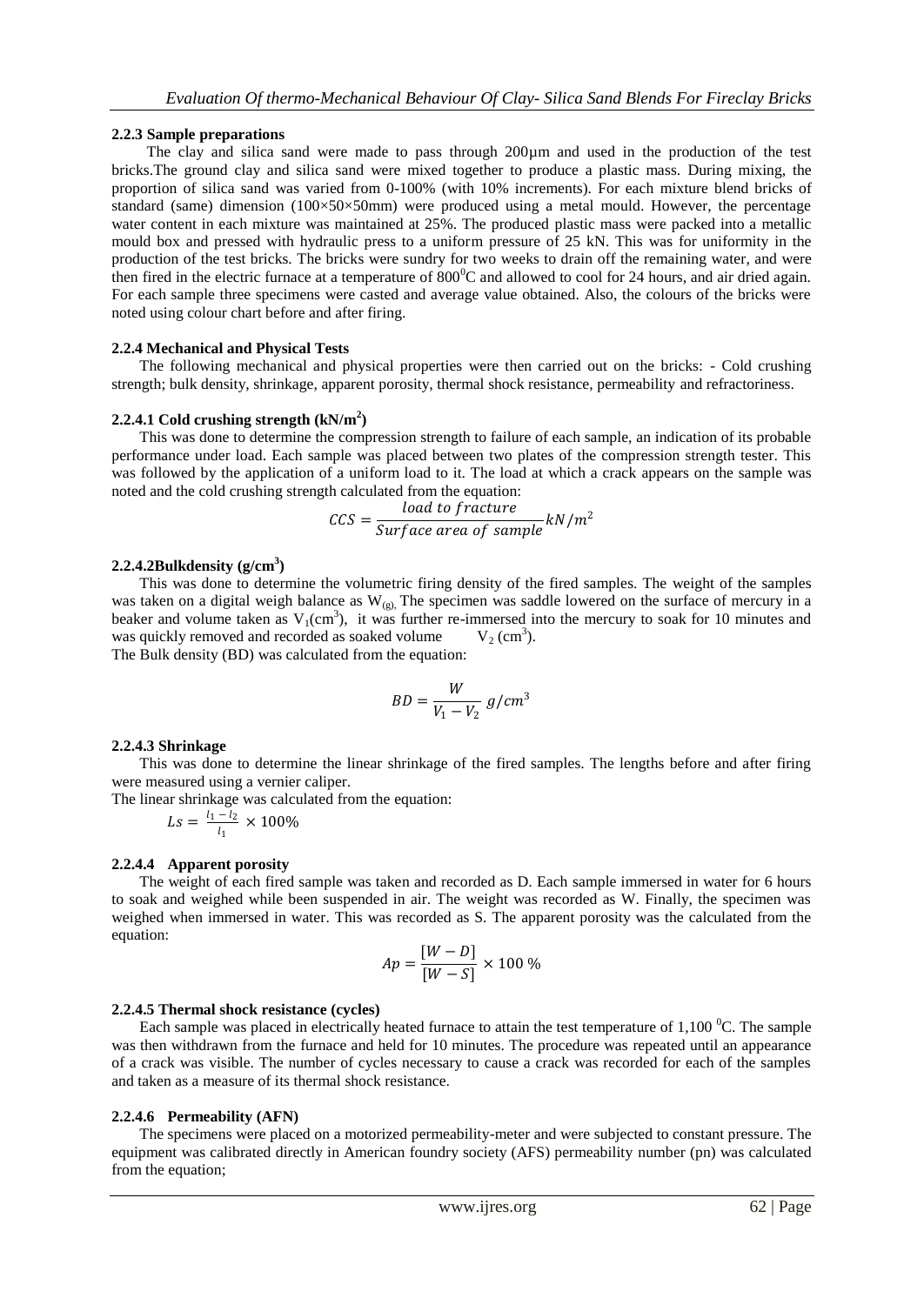#### 2.2.3 Sample preparations

The clay and silica sand were made to pass through 200µm and used in the production of the test bricks.The ground clay and silica sand were mixed together to produce a plastic mass. During mixing, the proportion of silica sand was varied from 0-100% (with 10% increments). For each mixture blend bricks of standard (same) dimension (100×50×50mm) were produced using a metal mould. However, the percentage water content in each mixture was maintained at 25%. The produced plastic mass were packed into a metallic mould box and pressed with hydraulic press to a uniform pressure of 25 kN. This was for uniformity in the production of the test bricks. The bricks were sundry for two weeks to drain off the remaining water, and were then fired in the electric furnace at a temperature of $800^0$C and allowed to cool for 24 hours, and air dried again. For each sample three specimens were casted and average value obtained. Also, the colours of the bricks were noted using colour chart before and after firing.

#### 2.2.4 Mechanical and Physical Tests

The following mechanical and physical properties were then carried out on the bricks: - Cold crushing strength; bulk density, shrinkage, apparent porosity, thermal shock resistance, permeability and refractoriness.

#### 2.2.4.1 Cold crushing strength (kN/m$^2$)

This was done to determine the compression strength to failure of each sample, an indication of its probable performance under load. Each sample was placed between two plates of the compression strength tester. This was followed by the application of a uniform load to it. The load at which a crack appears on the sample was noted and the cold crushing strength calculated from the equation:

$$CCS = \frac{load\ to\ fracture}{Surface\ area\ of\ sample} kN/m^2$$

#### 2.2.4.2Bulkdensity (g/cm$^3$)

This was done to determine the volumetric firing density of the fired samples. The weight of the samples was taken on a digital weigh balance as $W_{(g)}$. The specimen was saddle lowered on the surface of mercury in a beaker and volume taken as $V_1$(cm$^3$), it was further re-immersed into the mercury to soak for 10 minutes and was quickly removed and recorded as soaked volume $V_2$ (cm$^3$).

The Bulk density (BD) was calculated from the equation:

$$BD = \frac{W}{V_1 - V_2}\ g/cm^3$$

#### 2.2.4.3 Shrinkage

This was done to determine the linear shrinkage of the fired samples. The lengths before and after firing were measured using a vernier caliper.

The linear shrinkage was calculated from the equation:

$$Ls = \frac{l_1 - l_2}{l_1} \times 100\%$$

#### 2.2.4.4 Apparent porosity

The weight of each fired sample was taken and recorded as D. Each sample immersed in water for 6 hours to soak and weighed while been suspended in air. The weight was recorded as W. Finally, the specimen was weighed when immersed in water. This was recorded as S. The apparent porosity was the calculated from the equation:

$$Ap = \frac{[W - D]}{[W - S]} \times 100\ \%$$

#### 2.2.4.5 Thermal shock resistance (cycles)

Each sample was placed in electrically heated furnace to attain the test temperature of 1,100 $^0$C. The sample was then withdrawn from the furnace and held for 10 minutes. The procedure was repeated until an appearance of a crack was visible. The number of cycles necessary to cause a crack was recorded for each of the samples and taken as a measure of its thermal shock resistance.

#### 2.2.4.6 Permeability (AFN)

The specimens were placed on a motorized permeability-meter and were subjected to constant pressure. The equipment was calibrated directly in American foundry society (AFS) permeability number (pn) was calculated from the equation;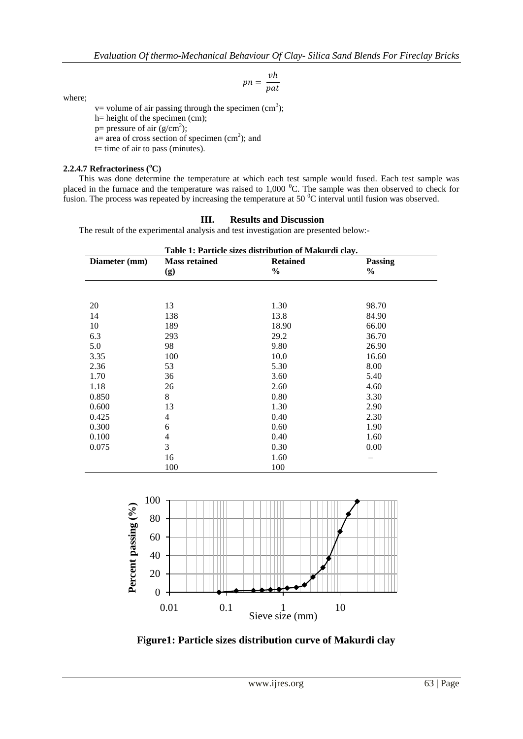$$pn = \frac{vh}{pat}$$

where;

v= volume of air passing through the specimen ($cm^3$);
h= height of the specimen (cm);
p= pressure of air ($g/cm^2$);
a= area of cross section of specimen ($cm^2$); and
t= time of air to pass (minutes).

#### 2.2.4.7 Refractoriness ($^oC$)

This was done determine the temperature at which each test sample would fused. Each test sample was placed in the furnace and the temperature was raised to 1,000 $^0C$. The sample was then observed to check for fusion. The process was repeated by increasing the temperature at 50 $^0C$ interval until fusion was observed.

## III. Results and Discussion

The result of the experimental analysis and test investigation are presented below:-

**Table 1: Particle sizes distribution of Makurdi clay.**

| Diameter (mm) | Mass retained (g) | Retained % | Passing % |
|---|---|---|---|
| 20 | 13 | 1.30 | 98.70 |
| 14 | 138 | 13.8 | 84.90 |
| 10 | 189 | 18.90 | 66.00 |
| 6.3 | 293 | 29.2 | 36.70 |
| 5.0 | 98 | 9.80 | 26.90 |
| 3.35 | 100 | 10.0 | 16.60 |
| 2.36 | 53 | 5.30 | 8.00 |
| 1.70 | 36 | 3.60 | 5.40 |
| 1.18 | 26 | 2.60 | 4.60 |
| 0.850 | 8 | 0.80 | 3.30 |
| 0.600 | 13 | 1.30 | 2.90 |
| 0.425 | 4 | 0.40 | 2.30 |
| 0.300 | 6 | 0.60 | 1.90 |
| 0.100 | 4 | 0.40 | 1.60 |
| 0.075 | 3 | 0.30 | 0.00 |
| | 16 | 1.60 | – |
| | 100 | 100 | |

**Figure1: Particle sizes distribution curve of Makurdi clay**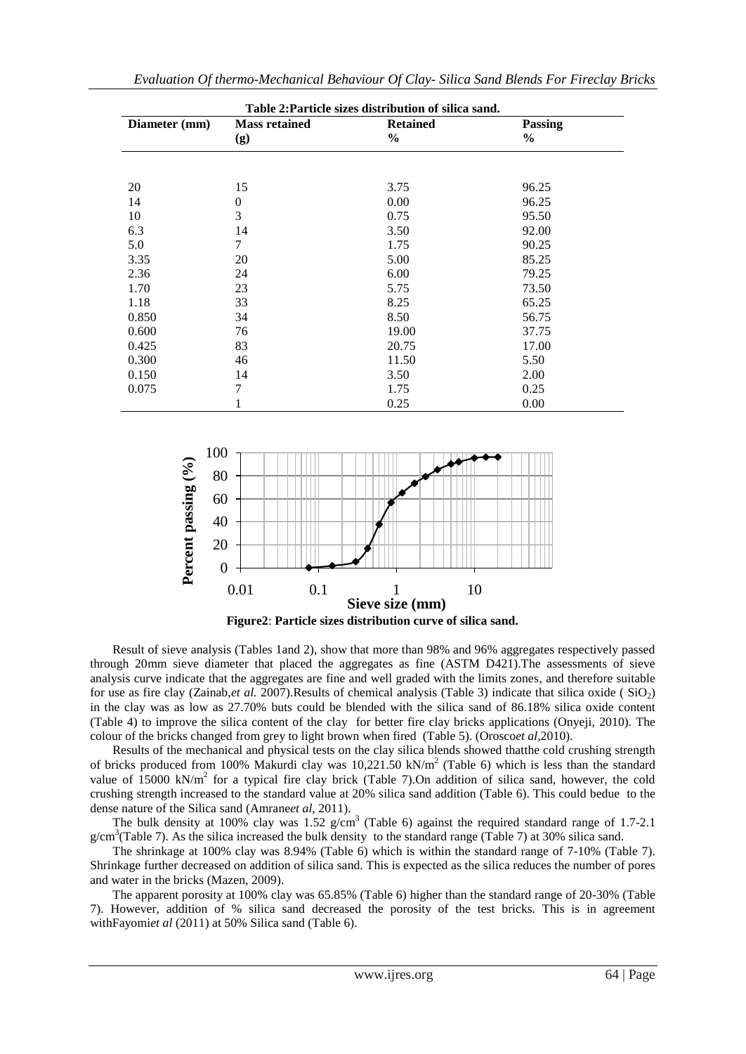**Table 2:Particle sizes distribution of silica sand.**

| Diameter (mm) | Mass retained (g) | Retained % | Passing % |
|---|---|---|---|
| 20 | 15 | 3.75 | 96.25 |
| 14 | 0 | 0.00 | 96.25 |
| 10 | 3 | 0.75 | 95.50 |
| 6.3 | 14 | 3.50 | 92.00 |
| 5.0 | 7 | 1.75 | 90.25 |
| 3.35 | 20 | 5.00 | 85.25 |
| 2.36 | 24 | 6.00 | 79.25 |
| 1.70 | 23 | 5.75 | 73.50 |
| 1.18 | 33 | 8.25 | 65.25 |
| 0.850 | 34 | 8.50 | 56.75 |
| 0.600 | 76 | 19.00 | 37.75 |
| 0.425 | 83 | 20.75 | 17.00 |
| 0.300 | 46 | 11.50 | 5.50 |
| 0.150 | 14 | 3.50 | 2.00 |
| 0.075 | 7 | 1.75 | 0.25 |
| | 1 | 0.25 | 0.00 |

**Figure2**: **Particle sizes distribution curve of silica sand.**

Result of sieve analysis (Tables 1and 2), show that more than 98% and 96% aggregates respectively passed through 20mm sieve diameter that placed the aggregates as fine (ASTM D421).The assessments of sieve analysis curve indicate that the aggregates are fine and well graded with the limits zones, and therefore suitable for use as fire clay (Zainab,*et al.* 2007).Results of chemical analysis (Table 3) indicate that silica oxide ( $SiO_2$) in the clay was as low as 27.70% buts could be blended with the silica sand of 86.18% silica oxide content (Table 4) to improve the silica content of the clay for better fire clay bricks applications (Onyeji, 2010). The colour of the bricks changed from grey to light brown when fired (Table 5). (Orosco*et al*,2010).

Results of the mechanical and physical tests on the clay silica blends showed thatthe cold crushing strength of bricks produced from 100% Makurdi clay was 10,221.50 $kN/m^2$ (Table 6) which is less than the standard value of 15000 $kN/m^2$ for a typical fire clay brick (Table 7).On addition of silica sand, however, the cold crushing strength increased to the standard value at 20% silica sand addition (Table 6). This could bedue to the dense nature of the Silica sand (Amrane*et al,* 2011).

The bulk density at 100% clay was 1.52 $g/cm^3$ (Table 6) against the required standard range of 1.7-2.1 $g/cm^3$(Table 7). As the silica increased the bulk density to the standard range (Table 7) at 30% silica sand.

The shrinkage at 100% clay was 8.94% (Table 6) which is within the standard range of 7-10% (Table 7). Shrinkage further decreased on addition of silica sand. This is expected as the silica reduces the number of pores and water in the bricks (Mazen, 2009).

The apparent porosity at 100% clay was 65.85% (Table 6) higher than the standard range of 20-30% (Table 7). However, addition of % silica sand decreased the porosity of the test bricks. This is in agreement withFayomi*et al* (2011) at 50% Silica sand (Table 6).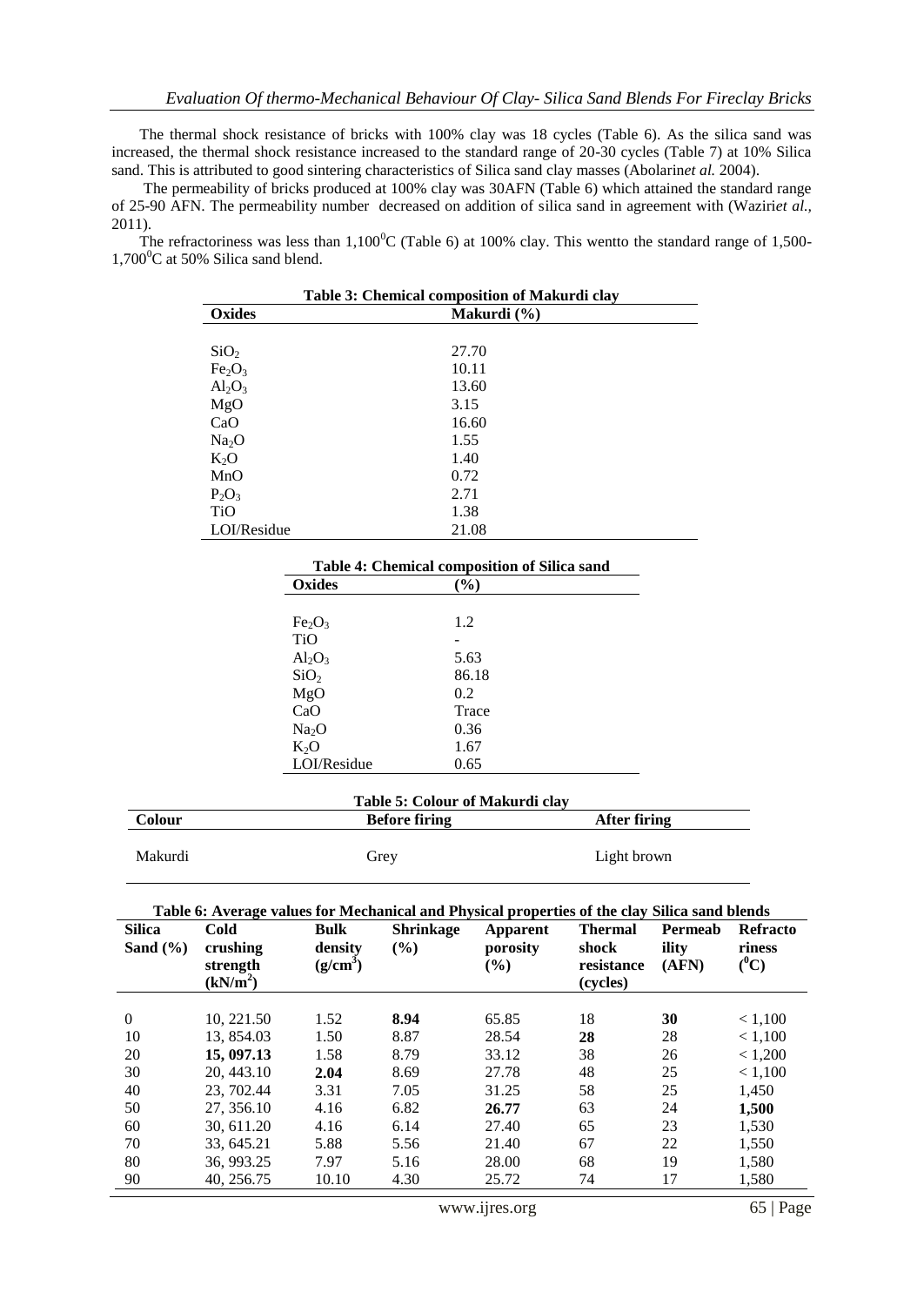The thermal shock resistance of bricks with 100% clay was 18 cycles (Table 6). As the silica sand was increased, the thermal shock resistance increased to the standard range of 20-30 cycles (Table 7) at 10% Silica sand. This is attributed to good sintering characteristics of Silica sand clay masses (Abolarin*et al.* 2004).

The permeability of bricks produced at 100% clay was 30AFN (Table 6) which attained the standard range of 25-90 AFN. The permeability number decreased on addition of silica sand in agreement with (Waziri*et al.*, 2011).

The refractoriness was less than 1,100$^0$C (Table 6) at 100% clay. This wentto the standard range of 1,500-1,700$^0$C at 50% Silica sand blend.

**Table 3: Chemical composition of Makurdi clay**

| Oxides | Makurdi (%) |
|---|---|
| $SiO_2$ | 27.70 |
| $Fe_2O_3$ | 10.11 |
| $Al_2O_3$ | 13.60 |
| MgO | 3.15 |
| CaO | 16.60 |
| $Na_2O$ | 1.55 |
| $K_2O$ | 1.40 |
| MnO | 0.72 |
| $P_2O_3$ | 2.71 |
| TiO | 1.38 |
| LOI/Residue | 21.08 |

**Table 4: Chemical composition of Silica sand**

| Oxides | (%) |
|---|---|
| $Fe_2O_3$ | 1.2 |
| TiO | - |
| $Al_2O_3$ | 5.63 |
| $SiO_2$ | 86.18 |
| MgO | 0.2 |
| CaO | Trace |
| $Na_2O$ | 0.36 |
| $K_2O$ | 1.67 |
| LOI/Residue | 0.65 |

**Table 5: Colour of Makurdi clay**

| Colour | Before firing | After firing |
|---|---|---|
| Makurdi | Grey | Light brown |

**Table 6: Average values for Mechanical and Physical properties of the clay Silica sand blends**

| Silica Sand (%) | Cold crushing strength (kN/m$^2$) | Bulk density (g/cm$^3$) | Shrinkage (%) | Apparent porosity (%) | Thermal shock resistance (cycles) | Permeability (AFN) | Refractoriness ($^0$C) |
|---|---|---|---|---|---|---|---|
| 0 | 10, 221.50 | 1.52 | **8.94** | 65.85 | 18 | **30** | < 1,100 |
| 10 | 13, 854.03 | 1.50 | 8.87 | 28.54 | **28** | 28 | < 1,100 |
| 20 | **15, 097.13** | 1.58 | 8.79 | 33.12 | 38 | 26 | < 1,200 |
| 30 | 20, 443.10 | **2.04** | 8.69 | 27.78 | 48 | 25 | < 1,100 |
| 40 | 23, 702.44 | 3.31 | 7.05 | 31.25 | 58 | 25 | 1,450 |
| 50 | 27, 356.10 | 4.16 | 6.82 | **26.77** | 63 | 24 | **1,500** |
| 60 | 30, 611.20 | 4.16 | 6.14 | 27.40 | 65 | 23 | 1,530 |
| 70 | 33, 645.21 | 5.88 | 5.56 | 21.40 | 67 | 22 | 1,550 |
| 80 | 36, 993.25 | 7.97 | 5.16 | 28.00 | 68 | 19 | 1,580 |
| 90 | 40, 256.75 | 10.10 | 4.30 | 25.72 | 74 | 17 | 1,580 |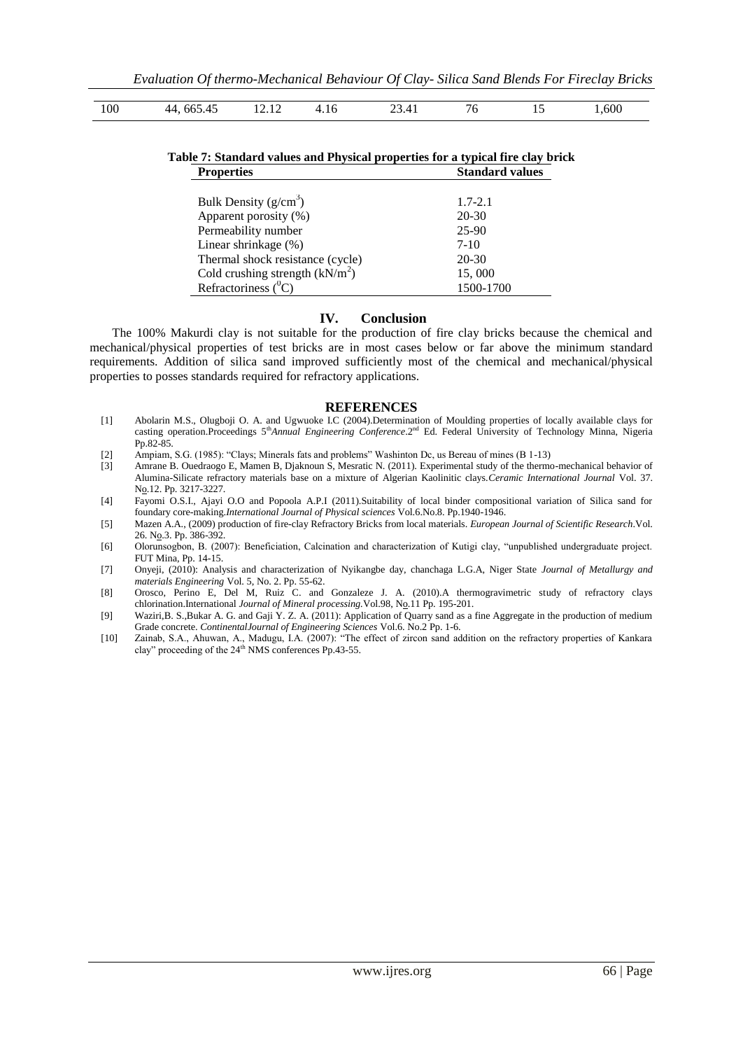| | | | | | | | |
|---|---|---|---|---|---|---|---|
| 100 | 44, 665.45 | 12.12 | 4.16 | 23.41 | 76 | 15 | 1,600 |

**Table 7: Standard values and Physical properties for a typical fire clay brick**

| Properties | Standard values |
|---|---|
| Bulk Density ($g/cm^3$) | 1.7-2.1 |
| Apparent porosity (%) | 20-30 |
| Permeability number | 25-90 |
| Linear shrinkage (%) | 7-10 |
| Thermal shock resistance (cycle) | 20-30 |
| Cold crushing strength ($kN/m^2$) | 15, 000 |
| Refractoriness ($^0C$) | 1500-1700 |

## IV. Conclusion

The 100% Makurdi clay is not suitable for the production of fire clay bricks because the chemical and mechanical/physical properties of test bricks are in most cases below or far above the minimum standard requirements. Addition of silica sand improved sufficiently most of the chemical and mechanical/physical properties to posses standards required for refractory applications.

## REFERENCES

[1] Abolarin M.S., Olugboji O. A. and Ugwuoke I.C (2004).Determination of Moulding properties of locally available clays for casting operation.Proceedings 5th *Annual Engineering Conference*.2nd Ed. Federal University of Technology Minna, Nigeria Pp.82-85.

[2] Ampiam, S.G. (1985): "Clays; Minerals fats and problems" Washinton Dc, us Bereau of mines (B 1-13)

[3] Amrane B. Ouedraogo E, Mamen B, Djaknoun S, Mesratic N. (2011). Experimental study of the thermo-mechanical behavior of Alumina-Silicate refractory materials base on a mixture of Algerian Kaolinitic clays.*Ceramic International Journal* Vol. 37. No.12. Pp. 3217-3227.

[4] Fayomi O.S.I., Ajayi O.O and Popoola A.P.I (2011).Suitability of local binder compositional variation of Silica sand for foundary core-making.*International Journal of Physical sciences* Vol.6.No.8. Pp.1940-1946.

[5] Mazen A.A., (2009) production of fire-clay Refractory Bricks from local materials. *European Journal of Scientific Research*.Vol. 26. No.3. Pp. 386-392.

[6] Olorunsogbon, B. (2007): Beneficiation, Calcination and characterization of Kutigi clay, "unpublished undergraduate project. FUT Mina, Pp. 14-15.

[7] Onyeji, (2010): Analysis and characterization of Nyikangbe day, chanchaga L.G.A, Niger State *Journal of Metallurgy and materials Engineering* Vol. 5, No. 2. Pp. 55-62.

[8] Orosco, Perino E, Del M, Ruiz C. and Gonzaleze J. A. (2010).A thermogravimetric study of refractory clays chlorination.International *Journal of Mineral processing.*Vol.98, No.11 Pp. 195-201.

[9] Waziri,B. S.,Bukar A. G. and Gaji Y. Z. A. (2011): Application of Quarry sand as a fine Aggregate in the production of medium Grade concrete. *ContinentalJournal of Engineering Sciences* Vol.6. No.2 Pp. 1-6.

[10] Zainab, S.A., Ahuwan, A., Madugu, I.A. (2007): "The effect of zircon sand addition on the refractory properties of Kankara clay" proceeding of the 24th NMS conferences Pp.43-55.